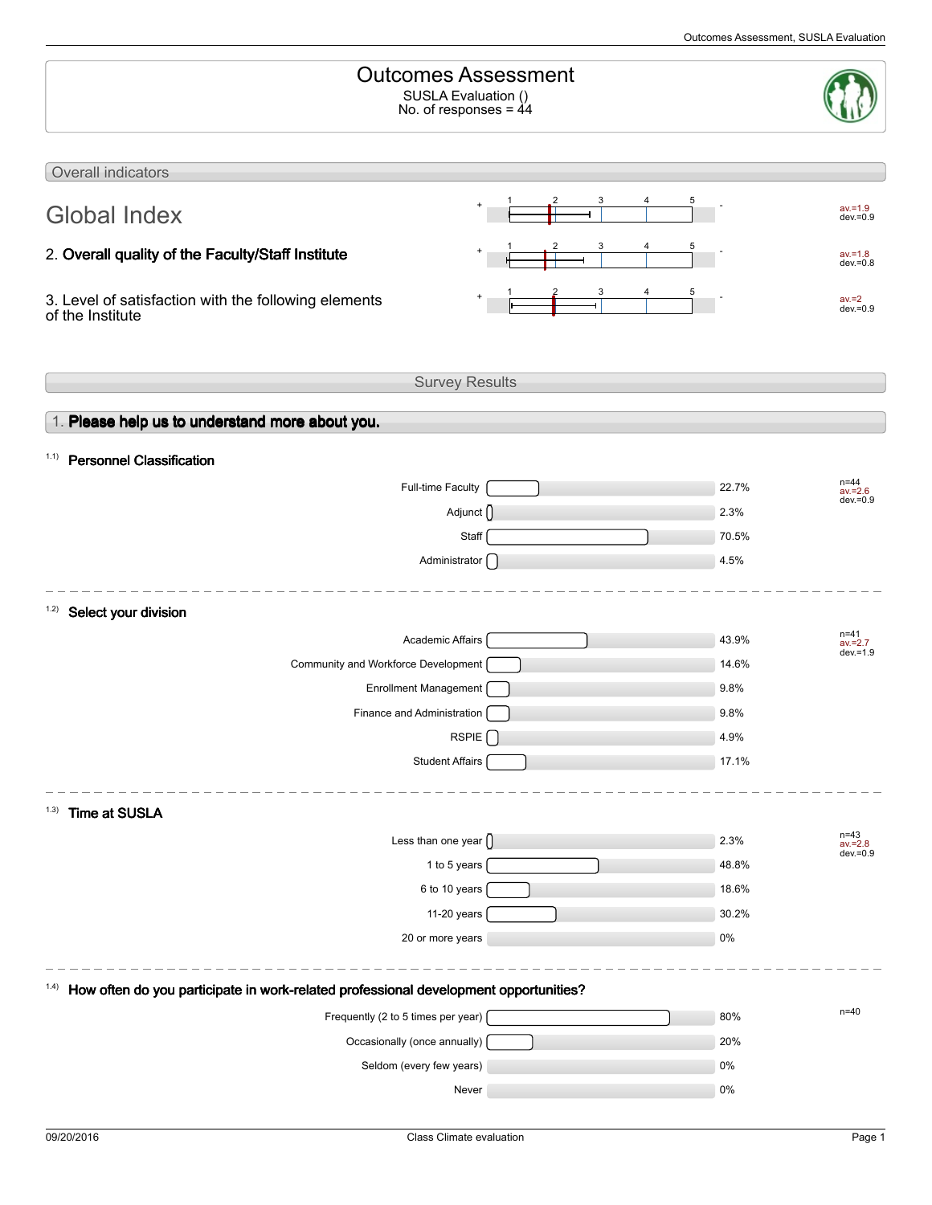# Outcomes Assessment

SUSLA Evaluation ()
No. of responses = 44

## Overall indicators

| Indicator | av. | dev. |
|---|---|---|
| Global Index | 1.9 | 0.9 |
| 2. Overall quality of the Faculty/Staff Institute | 1.8 | 0.8 |
| 3. Level of satisfaction with the following elements of the Institute | 2 | 0.9 |

## Survey Results

### 1. Please help us to understand more about you.

#### 1.1) Personnel Classification

| Option | % |
|---|---|
| Full-time Faculty | 22.7% |
| Adjunct | 2.3% |
| Staff | 70.5% |
| Administrator | 4.5% |

n=44, av.=2.6, dev.=0.9

#### 1.2) Select your division

| Option | % |
|---|---|
| Academic Affairs | 43.9% |
| Community and Workforce Development | 14.6% |
| Enrollment Management | 9.8% |
| Finance and Administration | 9.8% |
| RSPIE | 4.9% |
| Student Affairs | 17.1% |

n=41, av.=2.7, dev.=1.9

#### 1.3) Time at SUSLA

| Option | % |
|---|---|
| Less than one year | 2.3% |
| 1 to 5 years | 48.8% |
| 6 to 10 years | 18.6% |
| 11-20 years | 30.2% |
| 20 or more years | 0% |

n=43, av.=2.8, dev.=0.9

#### 1.4) How often do you participate in work-related professional development opportunities?

| Option | % |
|---|---|
| Frequently (2 to 5 times per year) | 80% |
| Occasionally (once annually) | 20% |
| Seldom (every few years) | 0% |
| Never | 0% |

n=40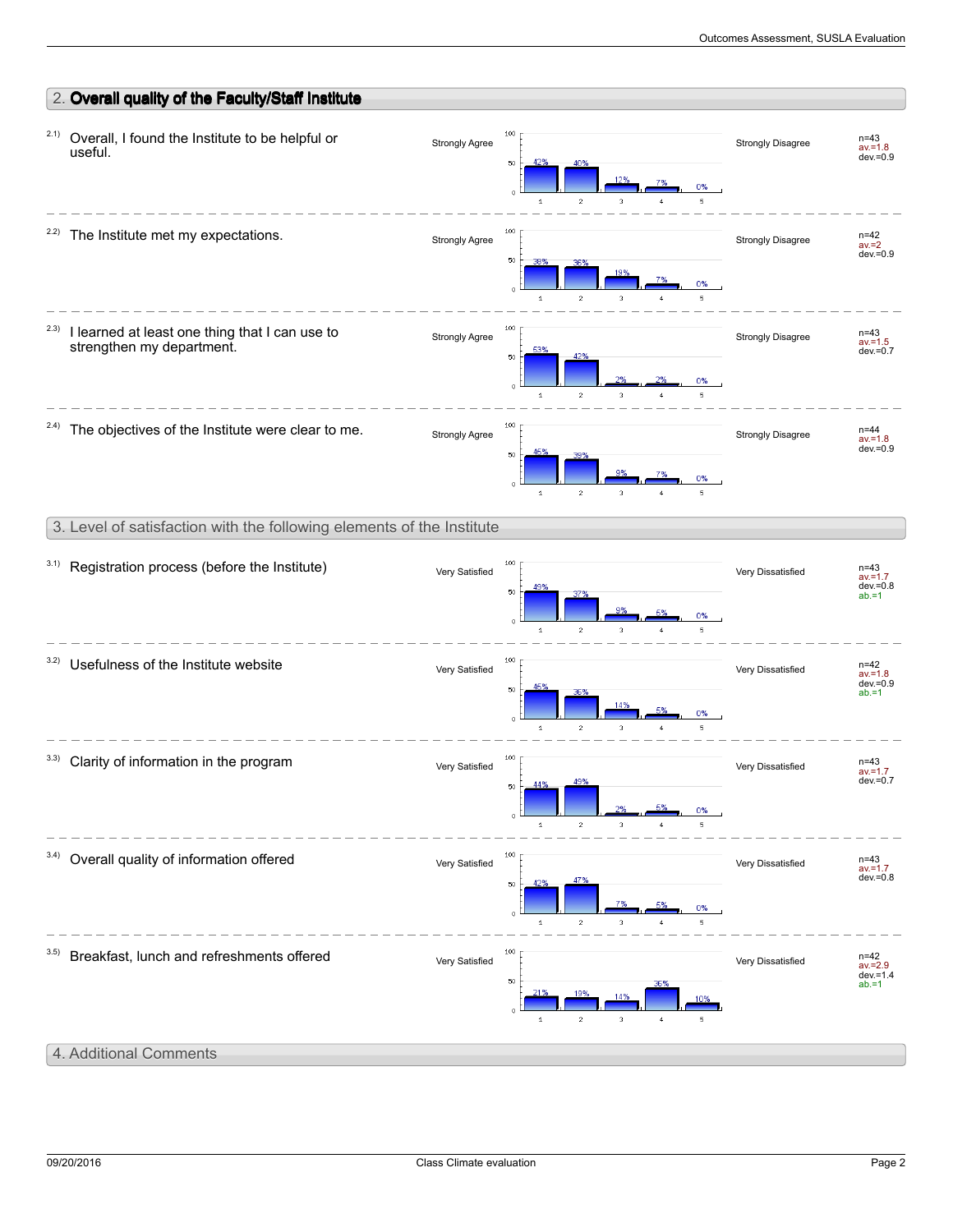## 2. Overall quality of the Faculty/Staff Institute

| Item | Question | Left Pole | 1 | 2 | 3 | 4 | 5 | Right Pole | Statistics |
|---|---|---|---|---|---|---|---|---|---|
| 2.1) | Overall, I found the Institute to be helpful or useful. | Strongly Agree | 42% | 40% | 12% | 7% | 0% | Strongly Disagree | n=43, av.=1.8, dev.=0.9 |
| 2.2) | The Institute met my expectations. | Strongly Agree | 38% | 36% | 19% | 7% | 0% | Strongly Disagree | n=42, av.=2, dev.=0.9 |
| 2.3) | I learned at least one thing that I can use to strengthen my department. | Strongly Agree | 53% | 42% | 2% | 2% | 0% | Strongly Disagree | n=43, av.=1.5, dev.=0.7 |
| 2.4) | The objectives of the Institute were clear to me. | Strongly Agree | 45% | 39% | 9% | 7% | 0% | Strongly Disagree | n=44, av.=1.8, dev.=0.9 |

## 3. Level of satisfaction with the following elements of the Institute

| Item | Question | Left Pole | 1 | 2 | 3 | 4 | 5 | Right Pole | Statistics |
|---|---|---|---|---|---|---|---|---|---|
| 3.1) | Registration process (before the Institute) | Very Satisfied | 49% | 37% | 9% | 5% | 0% | Very Dissatisfied | n=43, av.=1.7, dev.=0.8, ab.=1 |
| 3.2) | Usefulness of the Institute website | Very Satisfied | 45% | 36% | 14% | 5% | 0% | Very Dissatisfied | n=42, av.=1.8, dev.=0.9, ab.=1 |
| 3.3) | Clarity of information in the program | Very Satisfied | 44% | 49% | 2% | 5% | 0% | Very Dissatisfied | n=43, av.=1.7, dev.=0.7 |
| 3.4) | Overall quality of information offered | Very Satisfied | 42% | 47% | 7% | 5% | 0% | Very Dissatisfied | n=43, av.=1.7, dev.=0.8 |
| 3.5) | Breakfast, lunch and refreshments offered | Very Satisfied | 21% | 19% | 14% | 36% | 10% | Very Dissatisfied | n=42, av.=2.9, dev.=1.4, ab.=1 |

## 4. Additional Comments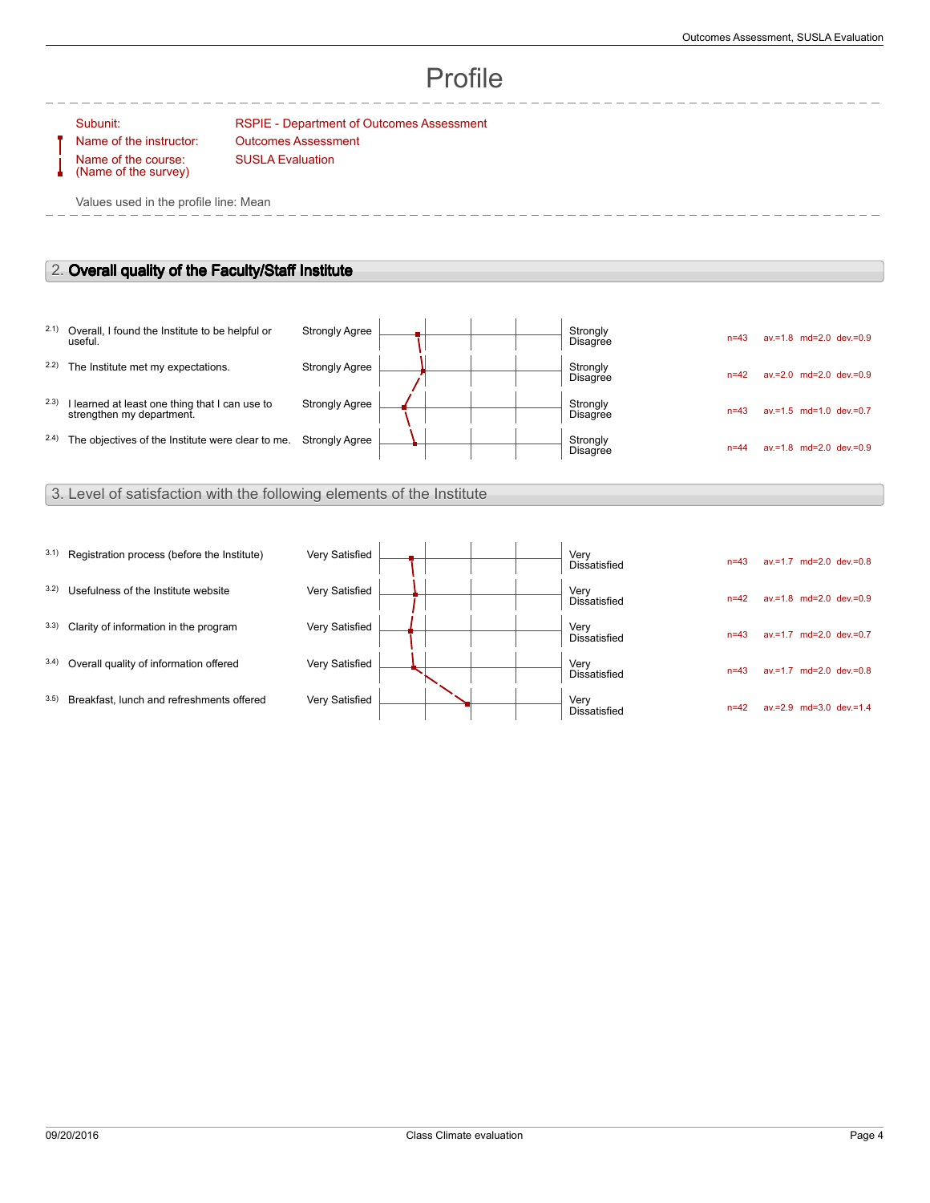# Profile

Subunit: RSPIE - Department of Outcomes Assessment
Name of the instructor: Outcomes Assessment
Name of the course: (Name of the survey) SUSLA Evaluation

Values used in the profile line: Mean

## 2. **Overall quality of the Faculty/Staff Institute**

| | Item | Left pole | Right pole | n | av. | md | dev. |
|---|---|---|---|---|---|---|---|
| 2.1) | Overall, I found the Institute to be helpful or useful. | Strongly Agree | Strongly Disagree | n=43 | av.=1.8 | md=2.0 | dev.=0.9 |
| 2.2) | The Institute met my expectations. | Strongly Agree | Strongly Disagree | n=42 | av.=2.0 | md=2.0 | dev.=0.9 |
| 2.3) | I learned at least one thing that I can use to strengthen my department. | Strongly Agree | Strongly Disagree | n=43 | av.=1.5 | md=1.0 | dev.=0.7 |
| 2.4) | The objectives of the Institute were clear to me. | Strongly Agree | Strongly Disagree | n=44 | av.=1.8 | md=2.0 | dev.=0.9 |

## 3. Level of satisfaction with the following elements of the Institute

| | Item | Left pole | Right pole | n | av. | md | dev. |
|---|---|---|---|---|---|---|---|
| 3.1) | Registration process (before the Institute) | Very Satisfied | Very Dissatisfied | n=43 | av.=1.7 | md=2.0 | dev.=0.8 |
| 3.2) | Usefulness of the Institute website | Very Satisfied | Very Dissatisfied | n=42 | av.=1.8 | md=2.0 | dev.=0.9 |
| 3.3) | Clarity of information in the program | Very Satisfied | Very Dissatisfied | n=43 | av.=1.7 | md=2.0 | dev.=0.7 |
| 3.4) | Overall quality of information offered | Very Satisfied | Very Dissatisfied | n=43 | av.=1.7 | md=2.0 | dev.=0.8 |
| 3.5) | Breakfast, lunch and refreshments offered | Very Satisfied | Very Dissatisfied | n=42 | av.=2.9 | md=3.0 | dev.=1.4 |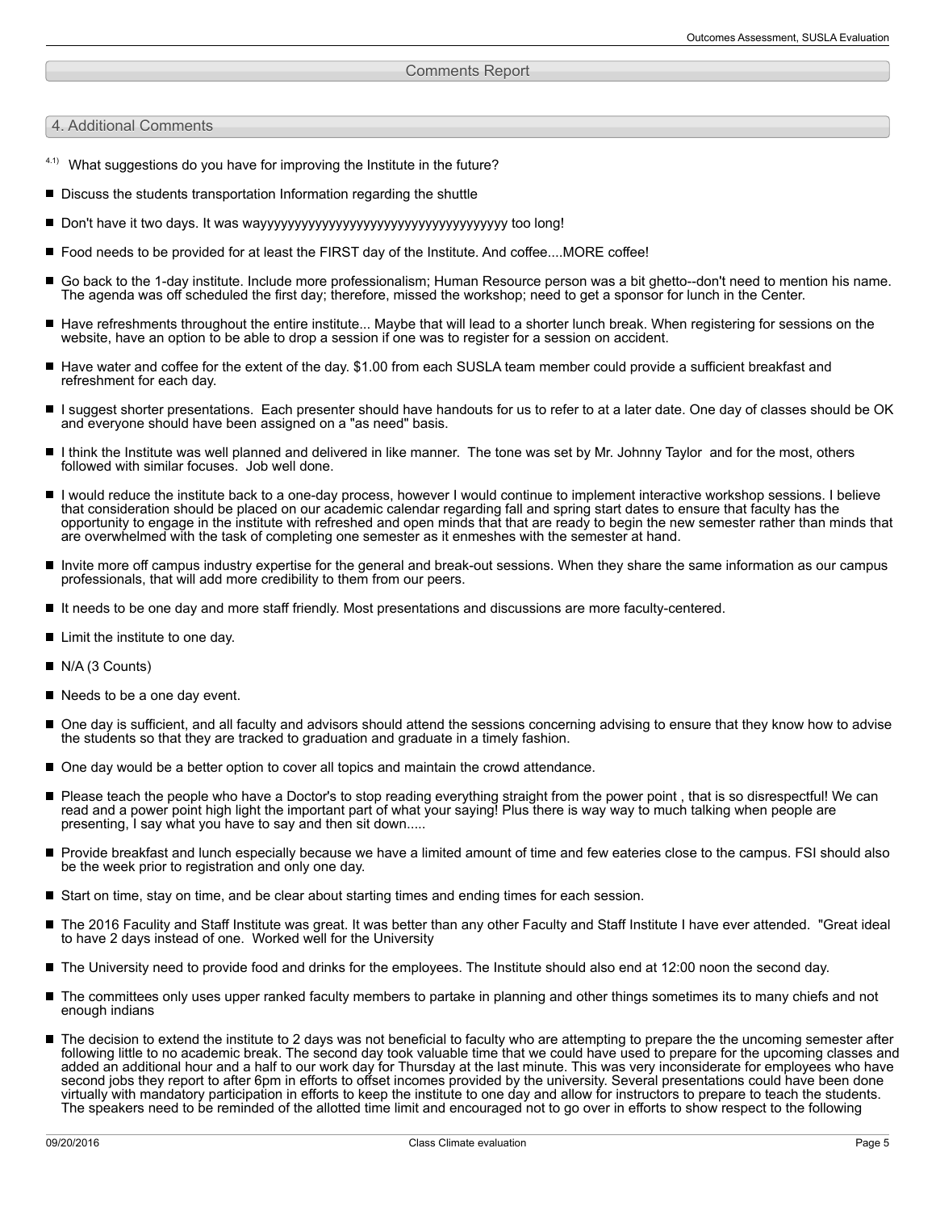## Comments Report

### 4. Additional Comments

4.1) What suggestions do you have for improving the Institute in the future?

- Discuss the students transportation Information regarding the shuttle
- Don't have it two days. It was wayyyyyyyyyyyyyyyyyyyyyyyyyyyyyyyyyyyy too long!
- Food needs to be provided for at least the FIRST day of the Institute. And coffee....MORE coffee!
- Go back to the 1-day institute. Include more professionalism; Human Resource person was a bit ghetto--don't need to mention his name. The agenda was off scheduled the first day; therefore, missed the workshop; need to get a sponsor for lunch in the Center.
- Have refreshments throughout the entire institute... Maybe that will lead to a shorter lunch break. When registering for sessions on the website, have an option to be able to drop a session if one was to register for a session on accident.
- Have water and coffee for the extent of the day. $1.00 from each SUSLA team member could provide a sufficient breakfast and refreshment for each day.
- I suggest shorter presentations. Each presenter should have handouts for us to refer to at a later date. One day of classes should be OK and everyone should have been assigned on a "as need" basis.
- I think the Institute was well planned and delivered in like manner. The tone was set by Mr. Johnny Taylor and for the most, others followed with similar focuses. Job well done.
- I would reduce the institute back to a one-day process, however I would continue to implement interactive workshop sessions. I believe that consideration should be placed on our academic calendar regarding fall and spring start dates to ensure that faculty has the opportunity to engage in the institute with refreshed and open minds that that are ready to begin the new semester rather than minds that are overwhelmed with the task of completing one semester as it enmeshes with the semester at hand.
- Invite more off campus industry expertise for the general and break-out sessions. When they share the same information as our campus professionals, that will add more credibility to them from our peers.
- It needs to be one day and more staff friendly. Most presentations and discussions are more faculty-centered.
- Limit the institute to one day.
- N/A (3 Counts)
- Needs to be a one day event.
- One day is sufficient, and all faculty and advisors should attend the sessions concerning advising to ensure that they know how to advise the students so that they are tracked to graduation and graduate in a timely fashion.
- One day would be a better option to cover all topics and maintain the crowd attendance.
- Please teach the people who have a Doctor's to stop reading everything straight from the power point , that is so disrespectful! We can read and a power point high light the important part of what your saying! Plus there is way way to much talking when people are presenting, I say what you have to say and then sit down.....
- Provide breakfast and lunch especially because we have a limited amount of time and few eateries close to the campus. FSI should also be the week prior to registration and only one day.
- Start on time, stay on time, and be clear about starting times and ending times for each session.
- The 2016 Faculty and Staff Institute was great. It was better than any other Faculty and Staff Institute I have ever attended. "Great ideal to have 2 days instead of one. Worked well for the University
- The University need to provide food and drinks for the employees. The Institute should also end at 12:00 noon the second day.
- The committees only uses upper ranked faculty members to partake in planning and other things sometimes its to many chiefs and not enough indians
- The decision to extend the institute to 2 days was not beneficial to faculty who are attempting to prepare the the uncoming semester after following little to no academic break. The second day took valuable time that we could have used to prepare for the upcoming classes and added an additional hour and a half to our work day for Thursday at the last minute. This was very inconsiderate for employees who have second jobs they report to after 6pm in efforts to offset incomes provided by the university. Several presentations could have been done virtually with mandatory participation in efforts to keep the institute to one day and allow for instructors to prepare to teach the students. The speakers need to be reminded of the allotted time limit and encouraged not to go over in efforts to show respect to the following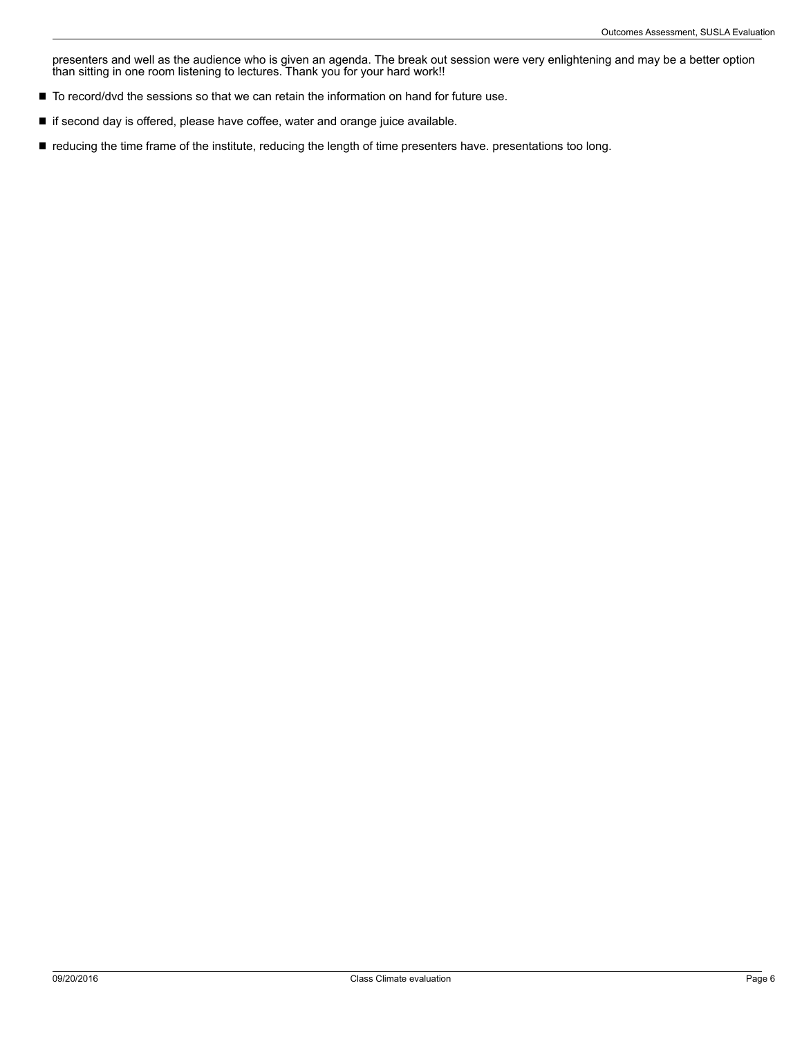presenters and well as the audience who is given an agenda. The break out session were very enlightening and may be a better option than sitting in one room listening to lectures. Thank you for your hard work!!

- To record/dvd the sessions so that we can retain the information on hand for future use.
- if second day is offered, please have coffee, water and orange juice available.
- reducing the time frame of the institute, reducing the length of time presenters have. presentations too long.